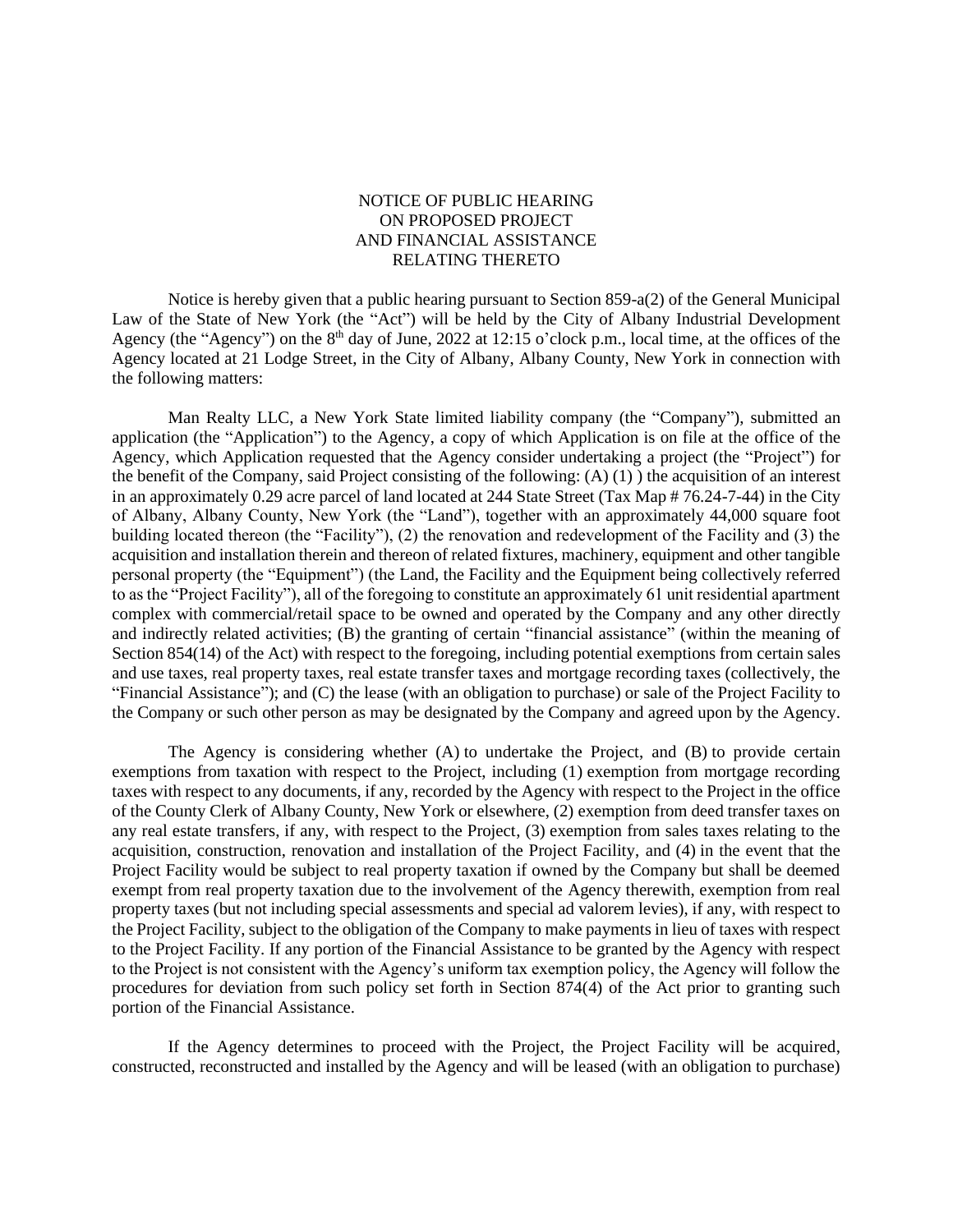# NOTICE OF PUBLIC HEARING ON PROPOSED PROJECT AND FINANCIAL ASSISTANCE RELATING THERETO

Notice is hereby given that a public hearing pursuant to Section 859-a(2) of the General Municipal Law of the State of New York (the "Act") will be held by the City of Albany Industrial Development Agency (the "Agency") on the 8th day of June, 2022 at 12:15 o'clock p.m., local time, at the offices of the Agency located at 21 Lodge Street, in the City of Albany, Albany County, New York in connection with the following matters:

Man Realty LLC, a New York State limited liability company (the "Company"), submitted an application (the "Application") to the Agency, a copy of which Application is on file at the office of the Agency, which Application requested that the Agency consider undertaking a project (the "Project") for the benefit of the Company, said Project consisting of the following: (A) (1) ) the acquisition of an interest in an approximately 0.29 acre parcel of land located at 244 State Street (Tax Map # 76.24-7-44) in the City of Albany, Albany County, New York (the "Land"), together with an approximately 44,000 square foot building located thereon (the "Facility"), (2) the renovation and redevelopment of the Facility and (3) the acquisition and installation therein and thereon of related fixtures, machinery, equipment and other tangible personal property (the "Equipment") (the Land, the Facility and the Equipment being collectively referred to as the "Project Facility"), all of the foregoing to constitute an approximately 61 unit residential apartment complex with commercial/retail space to be owned and operated by the Company and any other directly and indirectly related activities; (B) the granting of certain "financial assistance" (within the meaning of Section 854(14) of the Act) with respect to the foregoing, including potential exemptions from certain sales and use taxes, real property taxes, real estate transfer taxes and mortgage recording taxes (collectively, the "Financial Assistance"); and (C) the lease (with an obligation to purchase) or sale of the Project Facility to the Company or such other person as may be designated by the Company and agreed upon by the Agency.

The Agency is considering whether (A) to undertake the Project, and (B) to provide certain exemptions from taxation with respect to the Project, including (1) exemption from mortgage recording taxes with respect to any documents, if any, recorded by the Agency with respect to the Project in the office of the County Clerk of Albany County, New York or elsewhere, (2) exemption from deed transfer taxes on any real estate transfers, if any, with respect to the Project, (3) exemption from sales taxes relating to the acquisition, construction, renovation and installation of the Project Facility, and (4) in the event that the Project Facility would be subject to real property taxation if owned by the Company but shall be deemed exempt from real property taxation due to the involvement of the Agency therewith, exemption from real property taxes (but not including special assessments and special ad valorem levies), if any, with respect to the Project Facility, subject to the obligation of the Company to make payments in lieu of taxes with respect to the Project Facility. If any portion of the Financial Assistance to be granted by the Agency with respect to the Project is not consistent with the Agency's uniform tax exemption policy, the Agency will follow the procedures for deviation from such policy set forth in Section 874(4) of the Act prior to granting such portion of the Financial Assistance.

If the Agency determines to proceed with the Project, the Project Facility will be acquired, constructed, reconstructed and installed by the Agency and will be leased (with an obligation to purchase)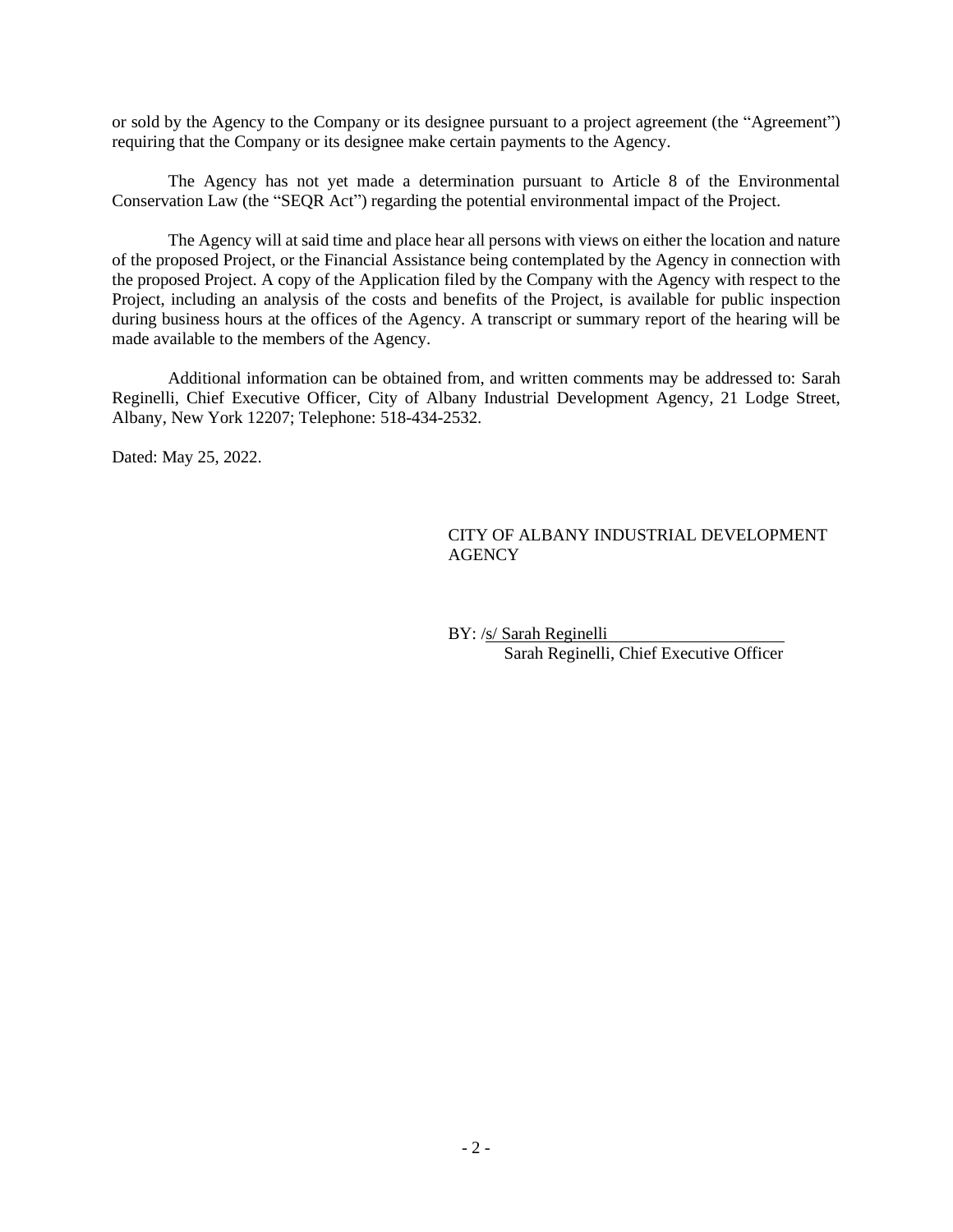or sold by the Agency to the Company or its designee pursuant to a project agreement (the "Agreement") requiring that the Company or its designee make certain payments to the Agency.

The Agency has not yet made a determination pursuant to Article 8 of the Environmental Conservation Law (the "SEQR Act") regarding the potential environmental impact of the Project.

The Agency will at said time and place hear all persons with views on either the location and nature of the proposed Project, or the Financial Assistance being contemplated by the Agency in connection with the proposed Project. A copy of the Application filed by the Company with the Agency with respect to the Project, including an analysis of the costs and benefits of the Project, is available for public inspection during business hours at the offices of the Agency. A transcript or summary report of the hearing will be made available to the members of the Agency.

Additional information can be obtained from, and written comments may be addressed to: Sarah Reginelli, Chief Executive Officer, City of Albany Industrial Development Agency, 21 Lodge Street, Albany, New York 12207; Telephone: 518-434-2532.

Dated: May 25, 2022.

CITY OF ALBANY INDUSTRIAL DEVELOPMENT AGENCY

BY: /s/ Sarah Reginelli
Sarah Reginelli, Chief Executive Officer